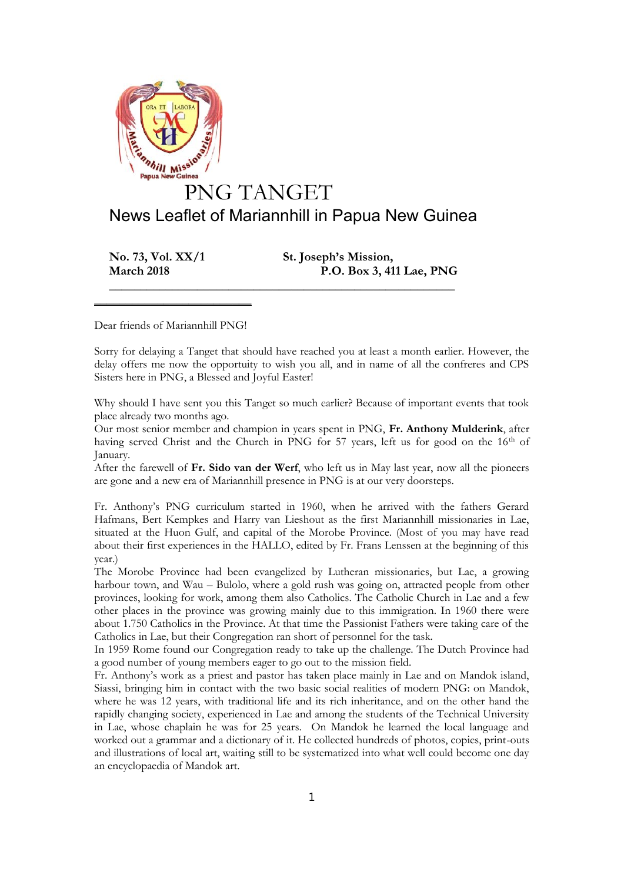# PNG TANGET

## News Leaflet of Mariannhill in Papua New Guinea

**No. 73, Vol. XX/1** **St. Joseph's Mission,**
**March 2018** **P.O. Box 3, 411 Lae, PNG**

---

Dear friends of Mariannhill PNG!

Sorry for delaying a Tanget that should have reached you at least a month earlier. However, the delay offers me now the opportunity to wish you all, and in name of all the confreres and CPS Sisters here in PNG, a Blessed and Joyful Easter!

Why should I have sent you this Tanget so much earlier? Because of important events that took place already two months ago.
Our most senior member and champion in years spent in PNG, **Fr. Anthony Mulderink**, after having served Christ and the Church in PNG for 57 years, left us for good on the 16th of January.
After the farewell of **Fr. Sido van der Werf**, who left us in May last year, now all the pioneers are gone and a new era of Mariannhill presence in PNG is at our very doorsteps.

Fr. Anthony's PNG curriculum started in 1960, when he arrived with the fathers Gerard Hafmans, Bert Kempkes and Harry van Lieshout as the first Mariannhill missionaries in Lae, situated at the Huon Gulf, and capital of the Morobe Province. (Most of you may have read about their first experiences in the HALLO, edited by Fr. Frans Lenssen at the beginning of this year.)
The Morobe Province had been evangelized by Lutheran missionaries, but Lae, a growing harbour town, and Wau – Bulolo, where a gold rush was going on, attracted people from other provinces, looking for work, among them also Catholics. The Catholic Church in Lae and a few other places in the province was growing mainly due to this immigration. In 1960 there were about 1.750 Catholics in the Province. At that time the Passionist Fathers were taking care of the Catholics in Lae, but their Congregation ran short of personnel for the task.
In 1959 Rome found our Congregation ready to take up the challenge. The Dutch Province had a good number of young members eager to go out to the mission field.
Fr. Anthony's work as a priest and pastor has taken place mainly in Lae and on Mandok island, Siassi, bringing him in contact with the two basic social realities of modern PNG: on Mandok, where he was 12 years, with traditional life and its rich inheritance, and on the other hand the rapidly changing society, experienced in Lae and among the students of the Technical University in Lae, whose chaplain he was for 25 years. On Mandok he learned the local language and worked out a grammar and a dictionary of it. He collected hundreds of photos, copies, print-outs and illustrations of local art, waiting still to be systematized into what well could become one day an encyclopaedia of Mandok art.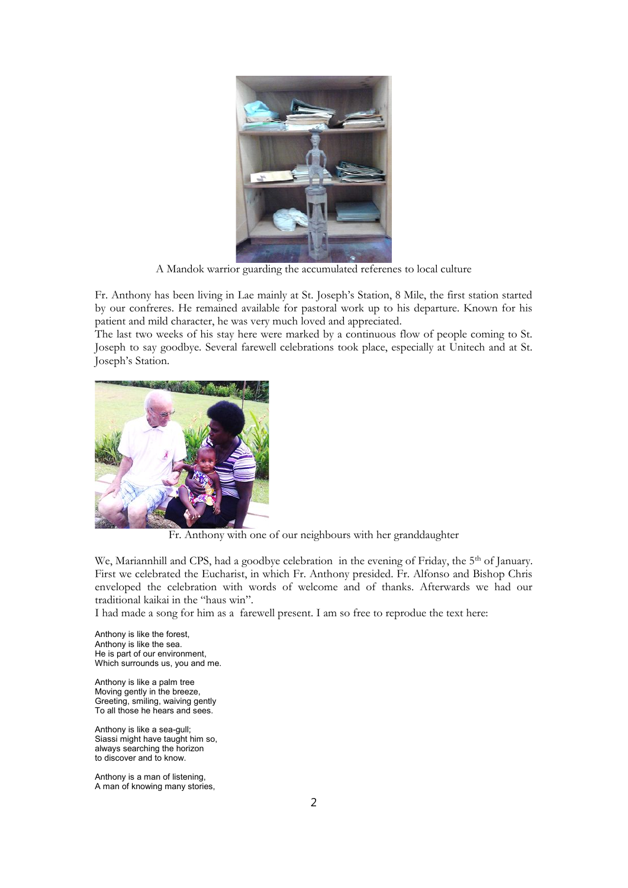A Mandok warrior guarding the accumulated referenes to local culture

Fr. Anthony has been living in Lae mainly at St. Joseph's Station, 8 Mile, the first station started by our confreres. He remained available for pastoral work up to his departure. Known for his patient and mild character, he was very much loved and appreciated.
The last two weeks of his stay here were marked by a continuous flow of people coming to St. Joseph to say goodbye. Several farewell celebrations took place, especially at Unitech and at St. Joseph's Station.

Fr. Anthony with one of our neighbours with her granddaughter

We, Mariannhill and CPS, had a goodbye celebration in the evening of Friday, the 5th of January. First we celebrated the Eucharist, in which Fr. Anthony presided. Fr. Alfonso and Bishop Chris enveloped the celebration with words of welcome and of thanks. Afterwards we had our traditional kaikai in the "haus win".
I had made a song for him as a farewell present. I am so free to reprodue the text here:

Anthony is like the forest,
Anthony is like the sea.
He is part of our environment,
Which surrounds us, you and me.

Anthony is like a palm tree
Moving gently in the breeze,
Greeting, smiling, waiving gently
To all those he hears and sees.

Anthony is like a sea-gull;
Siassi might have taught him so,
always searching the horizon
to discover and to know.

Anthony is a man of listening,
A man of knowing many stories,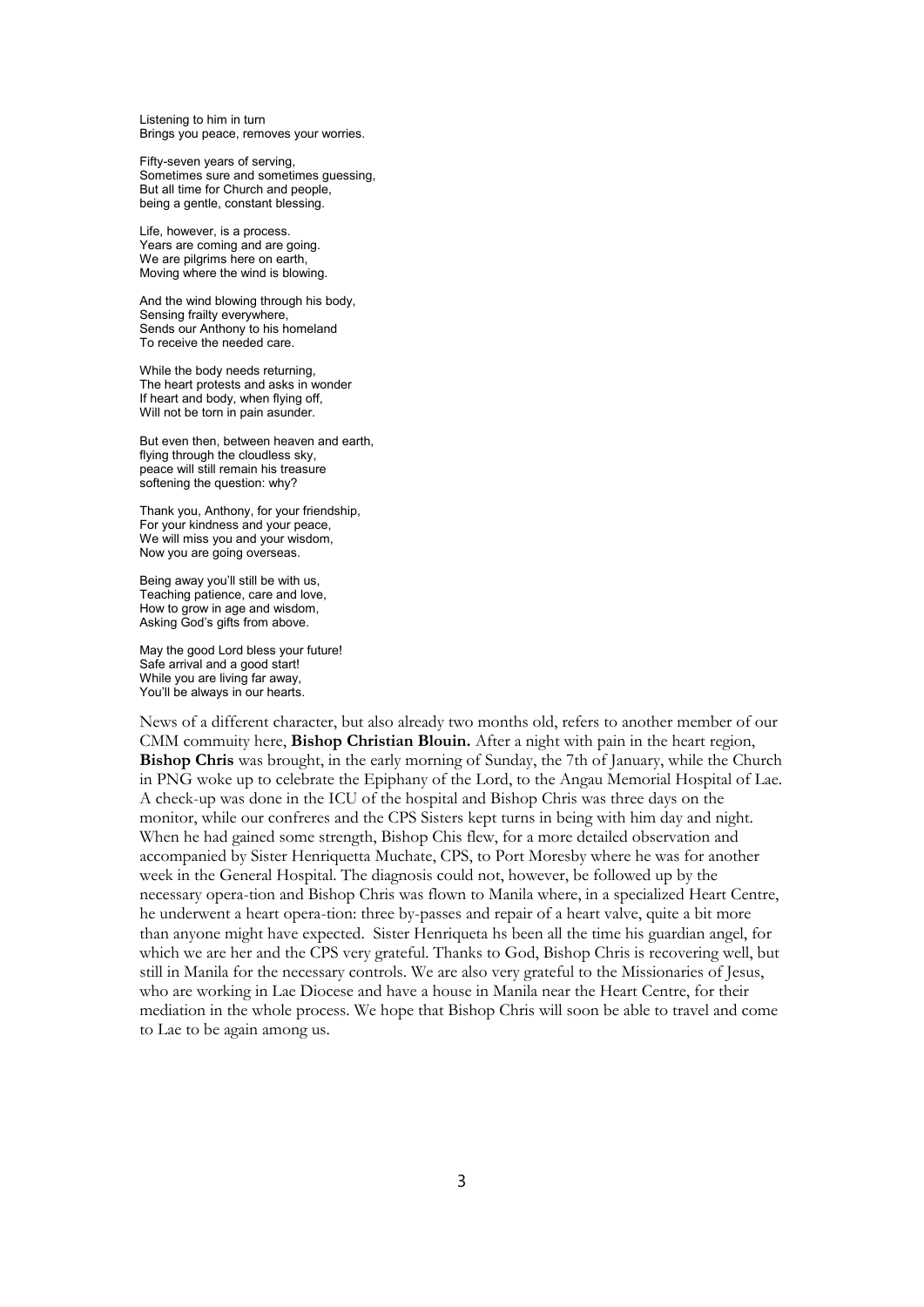Listening to him in turn
Brings you peace, removes your worries.

Fifty-seven years of serving,
Sometimes sure and sometimes guessing,
But all time for Church and people,
being a gentle, constant blessing.

Life, however, is a process.
Years are coming and are going.
We are pilgrims here on earth,
Moving where the wind is blowing.

And the wind blowing through his body,
Sensing frailty everywhere,
Sends our Anthony to his homeland
To receive the needed care.

While the body needs returning,
The heart protests and asks in wonder
If heart and body, when flying off,
Will not be torn in pain asunder.

But even then, between heaven and earth,
flying through the cloudless sky,
peace will still remain his treasure
softening the question: why?

Thank you, Anthony, for your friendship,
For your kindness and your peace,
We will miss you and your wisdom,
Now you are going overseas.

Being away you'll still be with us,
Teaching patience, care and love,
How to grow in age and wisdom,
Asking God's gifts from above.

May the good Lord bless your future!
Safe arrival and a good start!
While you are living far away,
You'll be always in our hearts.

News of a different character, but also already two months old, refers to another member of our CMM commuity here, **Bishop Christian Blouin.** After a night with pain in the heart region, **Bishop Chris** was brought, in the early morning of Sunday, the 7th of January, while the Church in PNG woke up to celebrate the Epiphany of the Lord, to the Angau Memorial Hospital of Lae. A check-up was done in the ICU of the hospital and Bishop Chris was three days on the monitor, while our confreres and the CPS Sisters kept turns in being with him day and night. When he had gained some strength, Bishop Chis flew, for a more detailed observation and accompanied by Sister Henriquetta Muchate, CPS, to Port Moresby where he was for another week in the General Hospital. The diagnosis could not, however, be followed up by the necessary opera-tion and Bishop Chris was flown to Manila where, in a specialized Heart Centre, he underwent a heart opera-tion: three by-passes and repair of a heart valve, quite a bit more than anyone might have expected. Sister Henriqueta hs been all the time his guardian angel, for which we are her and the CPS very grateful. Thanks to God, Bishop Chris is recovering well, but still in Manila for the necessary controls. We are also very grateful to the Missionaries of Jesus, who are working in Lae Diocese and have a house in Manila near the Heart Centre, for their mediation in the whole process. We hope that Bishop Chris will soon be able to travel and come to Lae to be again among us.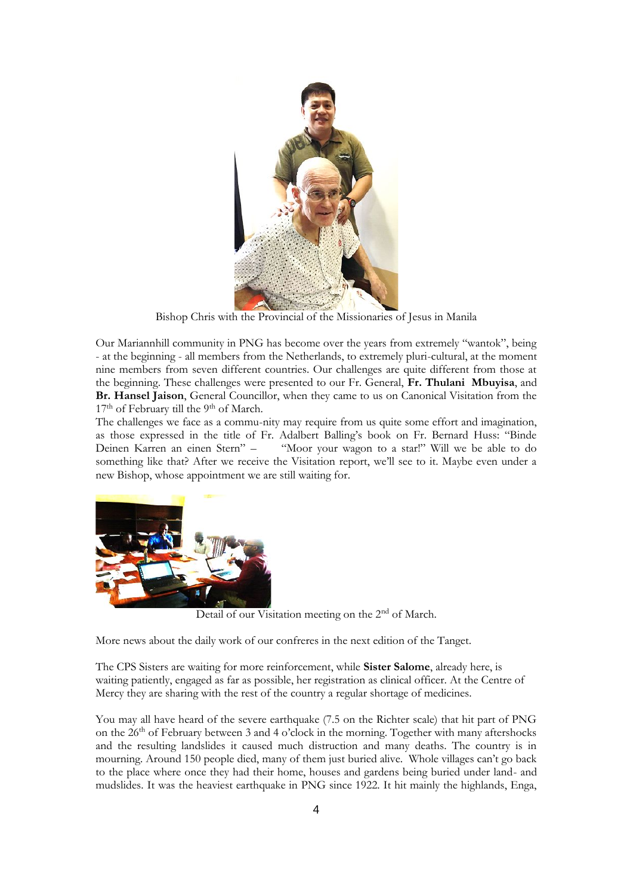Bishop Chris with the Provincial of the Missionaries of Jesus in Manila

Our Mariannhill community in PNG has become over the years from extremely "wantok", being - at the beginning - all members from the Netherlands, to extremely pluri-cultural, at the moment nine members from seven different countries. Our challenges are quite different from those at the beginning. These challenges were presented to our Fr. General, **Fr. Thulani Mbuyisa**, and **Br. Hansel Jaison**, General Councillor, when they came to us on Canonical Visitation from the 17th of February till the 9th of March.

The challenges we face as a commu-nity may require from us quite some effort and imagination, as those expressed in the title of Fr. Adalbert Balling's book on Fr. Bernard Huss: "Binde Deinen Karren an einen Stern" – "Moor your wagon to a star!" Will we be able to do something like that? After we receive the Visitation report, we'll see to it. Maybe even under a new Bishop, whose appointment we are still waiting for.

Detail of our Visitation meeting on the 2nd of March.

More news about the daily work of our confreres in the next edition of the Tanget.

The CPS Sisters are waiting for more reinforcement, while **Sister Salome**, already here, is waiting patiently, engaged as far as possible, her registration as clinical officer. At the Centre of Mercy they are sharing with the rest of the country a regular shortage of medicines.

You may all have heard of the severe earthquake (7.5 on the Richter scale) that hit part of PNG on the 26th of February between 3 and 4 o'clock in the morning. Together with many aftershocks and the resulting landslides it caused much distruction and many deaths. The country is in mourning. Around 150 people died, many of them just buried alive. Whole villages can't go back to the place where once they had their home, houses and gardens being buried under land- and mudslides. It was the heaviest earthquake in PNG since 1922. It hit mainly the highlands, Enga,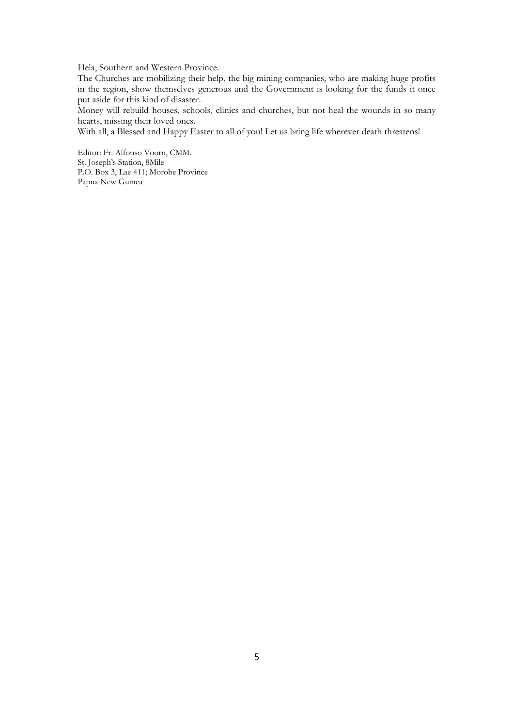Hela, Southern and Western Province.

The Churches are mobilizing their help, the big mining companies, who are making huge profits in the region, show themselves generous and the Government is looking for the funds it once put aside for this kind of disaster.

Money will rebuild houses, schools, clinics and churches, but not heal the wounds in so many hearts, missing their loved ones.

With all, a Blessed and Happy Easter to all of you! Let us bring life wherever death threatens!

Editor: Fr. Alfonso Voorn, CMM.
St. Joseph's Station, 8Mile
P.O. Box 3, Lae 411; Morobe Province
Papua New Guinea